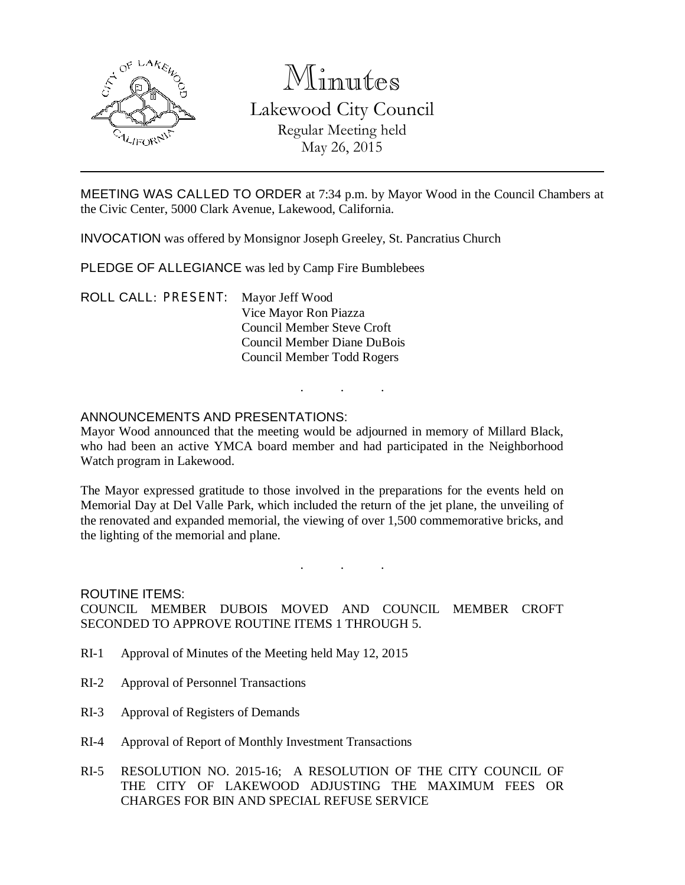# Minutes

## Lakewood City Council

Regular Meeting held
May 26, 2015

---

MEETING WAS CALLED TO ORDER at 7:34 p.m. by Mayor Wood in the Council Chambers at the Civic Center, 5000 Clark Avenue, Lakewood, California.

INVOCATION was offered by Monsignor Joseph Greeley, St. Pancratius Church

PLEDGE OF ALLEGIANCE was led by Camp Fire Bumblebees

ROLL CALL: PRESENT: Mayor Jeff Wood
Vice Mayor Ron Piazza
Council Member Steve Croft
Council Member Diane DuBois
Council Member Todd Rogers

. . .

ANNOUNCEMENTS AND PRESENTATIONS:

Mayor Wood announced that the meeting would be adjourned in memory of Millard Black, who had been an active YMCA board member and had participated in the Neighborhood Watch program in Lakewood.

The Mayor expressed gratitude to those involved in the preparations for the events held on Memorial Day at Del Valle Park, which included the return of the jet plane, the unveiling of the renovated and expanded memorial, the viewing of over 1,500 commemorative bricks, and the lighting of the memorial and plane.

. . .

ROUTINE ITEMS:

COUNCIL MEMBER DUBOIS MOVED AND COUNCIL MEMBER CROFT SECONDED TO APPROVE ROUTINE ITEMS 1 THROUGH 5.

RI-1 Approval of Minutes of the Meeting held May 12, 2015

RI-2 Approval of Personnel Transactions

RI-3 Approval of Registers of Demands

RI-4 Approval of Report of Monthly Investment Transactions

RI-5 RESOLUTION NO. 2015-16; A RESOLUTION OF THE CITY COUNCIL OF THE CITY OF LAKEWOOD ADJUSTING THE MAXIMUM FEES OR CHARGES FOR BIN AND SPECIAL REFUSE SERVICE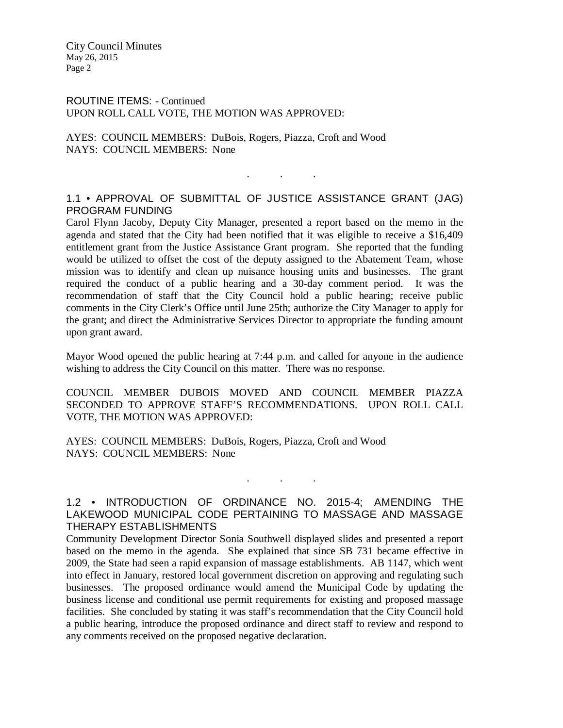ROUTINE ITEMS: - Continued
UPON ROLL CALL VOTE, THE MOTION WAS APPROVED:

AYES: COUNCIL MEMBERS: DuBois, Rogers, Piazza, Croft and Wood
NAYS: COUNCIL MEMBERS: None

. . .

## 1.1 • APPROVAL OF SUBMITTAL OF JUSTICE ASSISTANCE GRANT (JAG) PROGRAM FUNDING

Carol Flynn Jacoby, Deputy City Manager, presented a report based on the memo in the agenda and stated that the City had been notified that it was eligible to receive a $16,409 entitlement grant from the Justice Assistance Grant program. She reported that the funding would be utilized to offset the cost of the deputy assigned to the Abatement Team, whose mission was to identify and clean up nuisance housing units and businesses. The grant required the conduct of a public hearing and a 30-day comment period. It was the recommendation of staff that the City Council hold a public hearing; receive public comments in the City Clerk's Office until June 25th; authorize the City Manager to apply for the grant; and direct the Administrative Services Director to appropriate the funding amount upon grant award.

Mayor Wood opened the public hearing at 7:44 p.m. and called for anyone in the audience wishing to address the City Council on this matter. There was no response.

COUNCIL MEMBER DUBOIS MOVED AND COUNCIL MEMBER PIAZZA SECONDED TO APPROVE STAFF'S RECOMMENDATIONS. UPON ROLL CALL VOTE, THE MOTION WAS APPROVED:

AYES: COUNCIL MEMBERS: DuBois, Rogers, Piazza, Croft and Wood
NAYS: COUNCIL MEMBERS: None

. . .

## 1.2 • INTRODUCTION OF ORDINANCE NO. 2015-4; AMENDING THE LAKEWOOD MUNICIPAL CODE PERTAINING TO MASSAGE AND MASSAGE THERAPY ESTABLISHMENTS

Community Development Director Sonia Southwell displayed slides and presented a report based on the memo in the agenda. She explained that since SB 731 became effective in 2009, the State had seen a rapid expansion of massage establishments. AB 1147, which went into effect in January, restored local government discretion on approving and regulating such businesses. The proposed ordinance would amend the Municipal Code by updating the business license and conditional use permit requirements for existing and proposed massage facilities. She concluded by stating it was staff's recommendation that the City Council hold a public hearing, introduce the proposed ordinance and direct staff to review and respond to any comments received on the proposed negative declaration.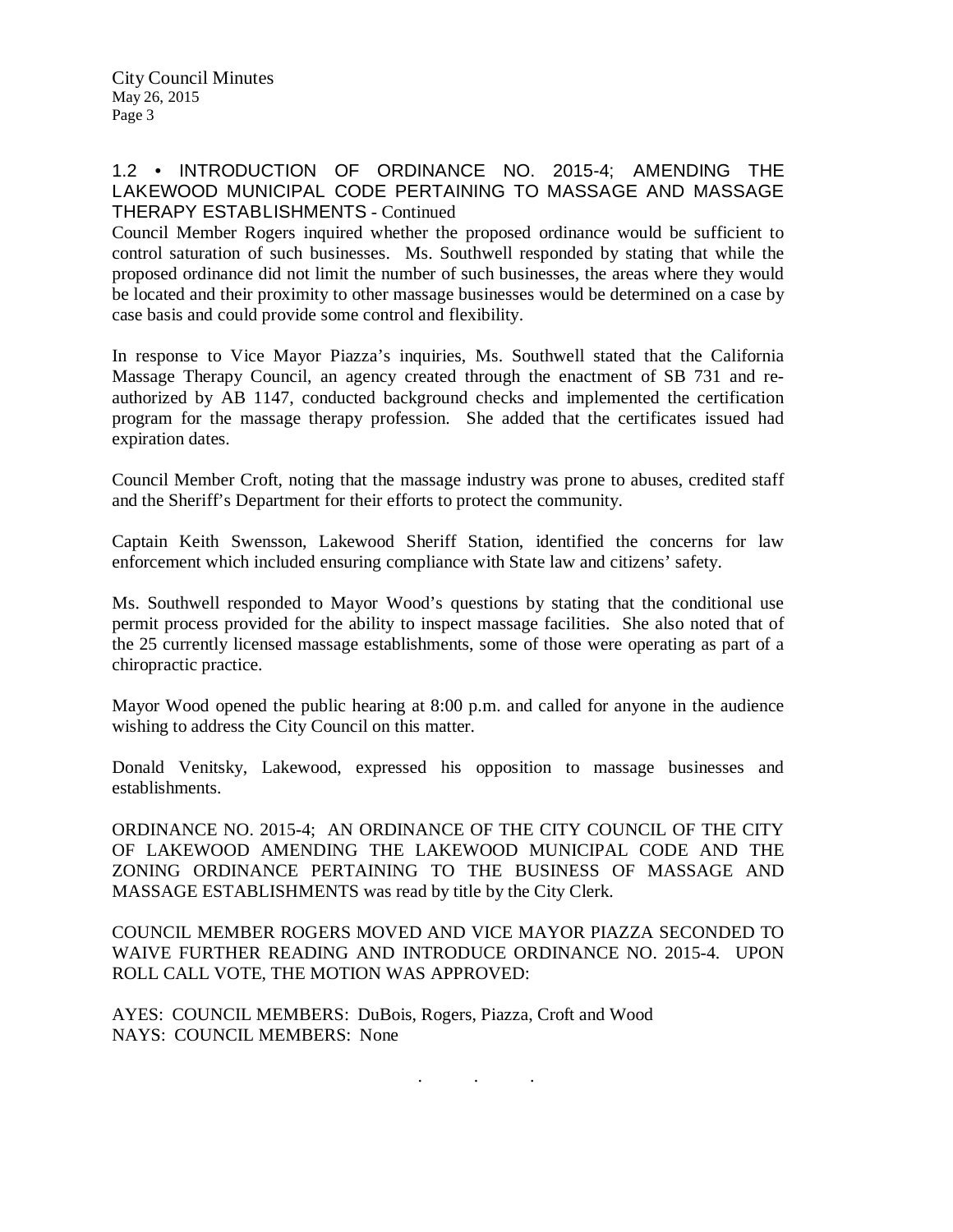## 1.2 • INTRODUCTION OF ORDINANCE NO. 2015-4; AMENDING THE LAKEWOOD MUNICIPAL CODE PERTAINING TO MASSAGE AND MASSAGE THERAPY ESTABLISHMENTS - Continued

Council Member Rogers inquired whether the proposed ordinance would be sufficient to control saturation of such businesses. Ms. Southwell responded by stating that while the proposed ordinance did not limit the number of such businesses, the areas where they would be located and their proximity to other massage businesses would be determined on a case by case basis and could provide some control and flexibility.

In response to Vice Mayor Piazza's inquiries, Ms. Southwell stated that the California Massage Therapy Council, an agency created through the enactment of SB 731 and re-authorized by AB 1147, conducted background checks and implemented the certification program for the massage therapy profession. She added that the certificates issued had expiration dates.

Council Member Croft, noting that the massage industry was prone to abuses, credited staff and the Sheriff's Department for their efforts to protect the community.

Captain Keith Swensson, Lakewood Sheriff Station, identified the concerns for law enforcement which included ensuring compliance with State law and citizens' safety.

Ms. Southwell responded to Mayor Wood's questions by stating that the conditional use permit process provided for the ability to inspect massage facilities. She also noted that of the 25 currently licensed massage establishments, some of those were operating as part of a chiropractic practice.

Mayor Wood opened the public hearing at 8:00 p.m. and called for anyone in the audience wishing to address the City Council on this matter.

Donald Venitsky, Lakewood, expressed his opposition to massage businesses and establishments.

ORDINANCE NO. 2015-4; AN ORDINANCE OF THE CITY COUNCIL OF THE CITY OF LAKEWOOD AMENDING THE LAKEWOOD MUNICIPAL CODE AND THE ZONING ORDINANCE PERTAINING TO THE BUSINESS OF MASSAGE AND MASSAGE ESTABLISHMENTS was read by title by the City Clerk.

COUNCIL MEMBER ROGERS MOVED AND VICE MAYOR PIAZZA SECONDED TO WAIVE FURTHER READING AND INTRODUCE ORDINANCE NO. 2015-4. UPON ROLL CALL VOTE, THE MOTION WAS APPROVED:

AYES: COUNCIL MEMBERS: DuBois, Rogers, Piazza, Croft and Wood
NAYS: COUNCIL MEMBERS: None

. . .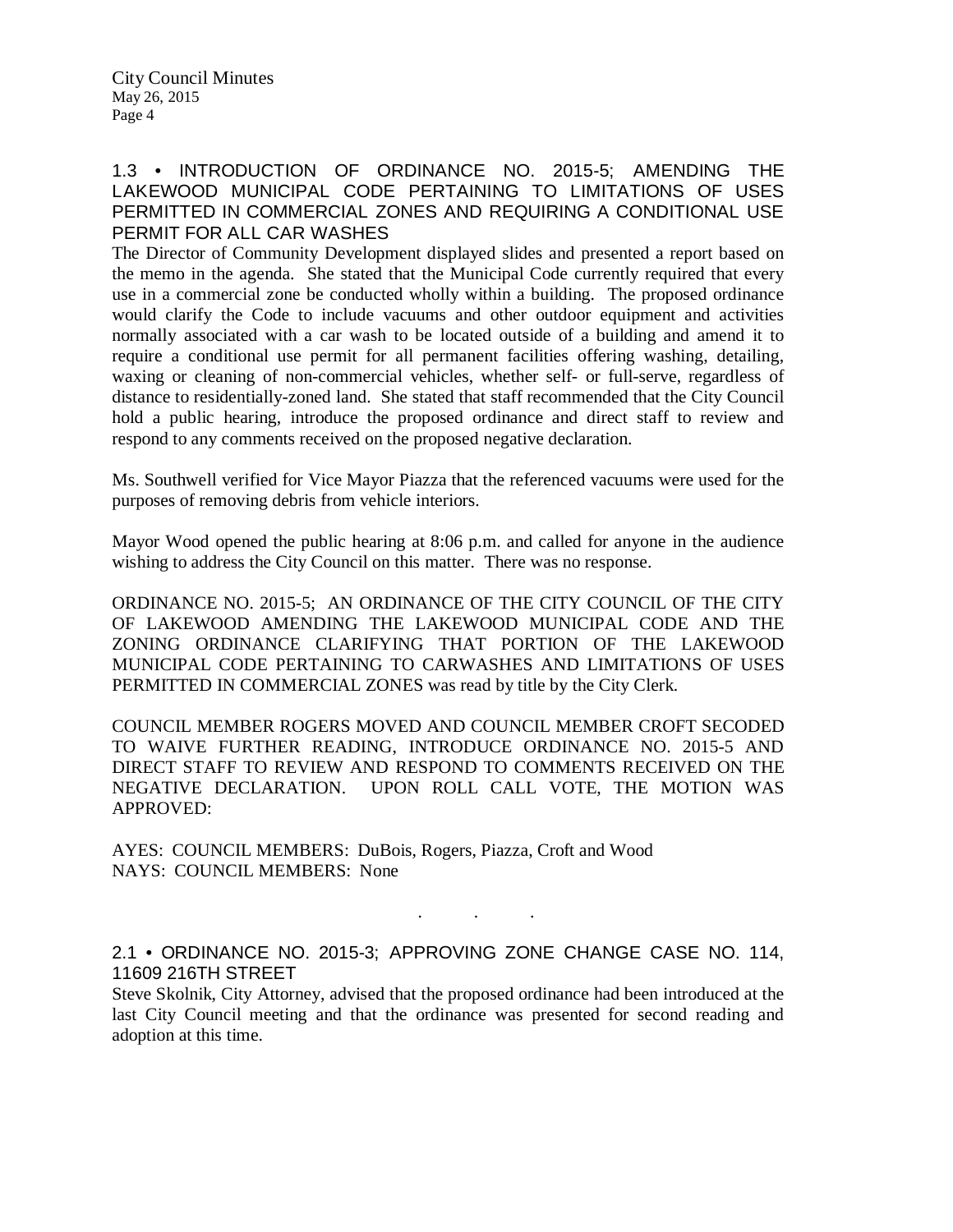### 1.3 • INTRODUCTION OF ORDINANCE NO. 2015-5; AMENDING THE LAKEWOOD MUNICIPAL CODE PERTAINING TO LIMITATIONS OF USES PERMITTED IN COMMERCIAL ZONES AND REQUIRING A CONDITIONAL USE PERMIT FOR ALL CAR WASHES

The Director of Community Development displayed slides and presented a report based on the memo in the agenda. She stated that the Municipal Code currently required that every use in a commercial zone be conducted wholly within a building. The proposed ordinance would clarify the Code to include vacuums and other outdoor equipment and activities normally associated with a car wash to be located outside of a building and amend it to require a conditional use permit for all permanent facilities offering washing, detailing, waxing or cleaning of non-commercial vehicles, whether self- or full-serve, regardless of distance to residentially-zoned land. She stated that staff recommended that the City Council hold a public hearing, introduce the proposed ordinance and direct staff to review and respond to any comments received on the proposed negative declaration.

Ms. Southwell verified for Vice Mayor Piazza that the referenced vacuums were used for the purposes of removing debris from vehicle interiors.

Mayor Wood opened the public hearing at 8:06 p.m. and called for anyone in the audience wishing to address the City Council on this matter. There was no response.

ORDINANCE NO. 2015-5; AN ORDINANCE OF THE CITY COUNCIL OF THE CITY OF LAKEWOOD AMENDING THE LAKEWOOD MUNICIPAL CODE AND THE ZONING ORDINANCE CLARIFYING THAT PORTION OF THE LAKEWOOD MUNICIPAL CODE PERTAINING TO CARWASHES AND LIMITATIONS OF USES PERMITTED IN COMMERCIAL ZONES was read by title by the City Clerk.

COUNCIL MEMBER ROGERS MOVED AND COUNCIL MEMBER CROFT SECODED TO WAIVE FURTHER READING, INTRODUCE ORDINANCE NO. 2015-5 AND DIRECT STAFF TO REVIEW AND RESPOND TO COMMENTS RECEIVED ON THE NEGATIVE DECLARATION. UPON ROLL CALL VOTE, THE MOTION WAS APPROVED:

AYES: COUNCIL MEMBERS: DuBois, Rogers, Piazza, Croft and Wood
NAYS: COUNCIL MEMBERS: None

. . .

### 2.1 • ORDINANCE NO. 2015-3; APPROVING ZONE CHANGE CASE NO. 114, 11609 216TH STREET

Steve Skolnik, City Attorney, advised that the proposed ordinance had been introduced at the last City Council meeting and that the ordinance was presented for second reading and adoption at this time.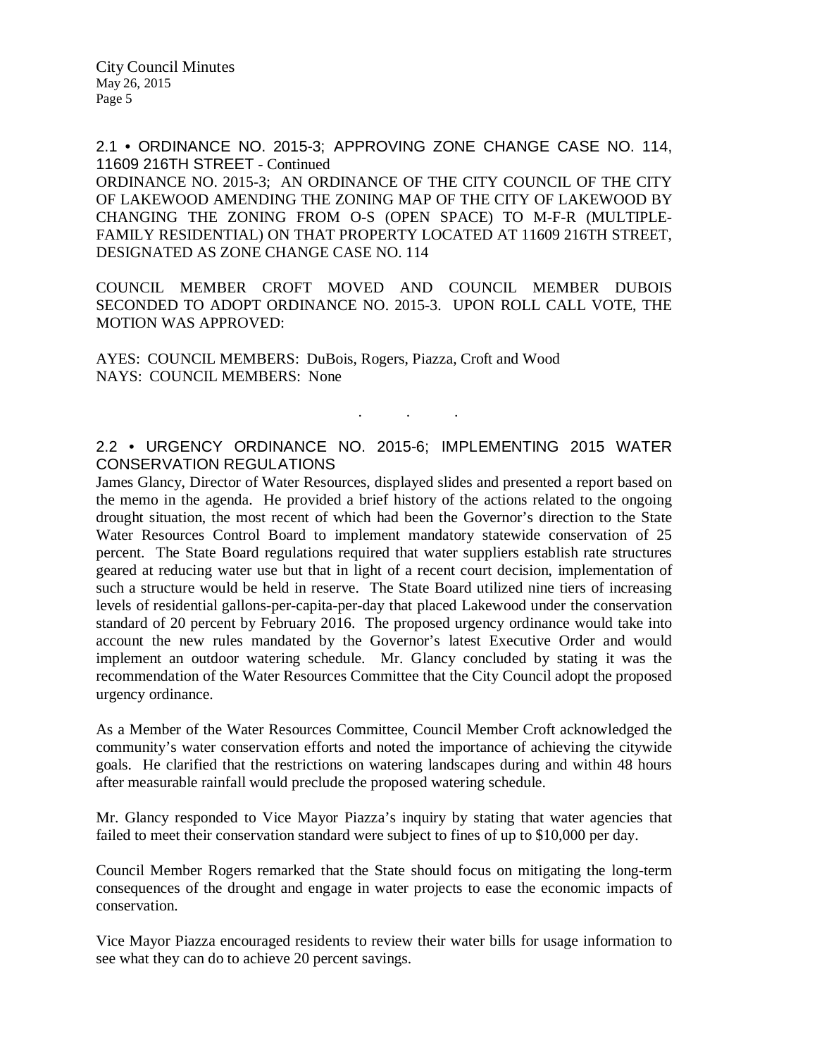## 2.1 • ORDINANCE NO. 2015-3; APPROVING ZONE CHANGE CASE NO. 114, 11609 216TH STREET - Continued

ORDINANCE NO. 2015-3; AN ORDINANCE OF THE CITY COUNCIL OF THE CITY OF LAKEWOOD AMENDING THE ZONING MAP OF THE CITY OF LAKEWOOD BY CHANGING THE ZONING FROM O-S (OPEN SPACE) TO M-F-R (MULTIPLE-FAMILY RESIDENTIAL) ON THAT PROPERTY LOCATED AT 11609 216TH STREET, DESIGNATED AS ZONE CHANGE CASE NO. 114

COUNCIL MEMBER CROFT MOVED AND COUNCIL MEMBER DUBOIS SECONDED TO ADOPT ORDINANCE NO. 2015-3. UPON ROLL CALL VOTE, THE MOTION WAS APPROVED:

AYES: COUNCIL MEMBERS: DuBois, Rogers, Piazza, Croft and Wood
NAYS: COUNCIL MEMBERS: None

. . .

## 2.2 • URGENCY ORDINANCE NO. 2015-6; IMPLEMENTING 2015 WATER CONSERVATION REGULATIONS

James Glancy, Director of Water Resources, displayed slides and presented a report based on the memo in the agenda. He provided a brief history of the actions related to the ongoing drought situation, the most recent of which had been the Governor's direction to the State Water Resources Control Board to implement mandatory statewide conservation of 25 percent. The State Board regulations required that water suppliers establish rate structures geared at reducing water use but that in light of a recent court decision, implementation of such a structure would be held in reserve. The State Board utilized nine tiers of increasing levels of residential gallons-per-capita-per-day that placed Lakewood under the conservation standard of 20 percent by February 2016. The proposed urgency ordinance would take into account the new rules mandated by the Governor's latest Executive Order and would implement an outdoor watering schedule. Mr. Glancy concluded by stating it was the recommendation of the Water Resources Committee that the City Council adopt the proposed urgency ordinance.

As a Member of the Water Resources Committee, Council Member Croft acknowledged the community's water conservation efforts and noted the importance of achieving the citywide goals. He clarified that the restrictions on watering landscapes during and within 48 hours after measurable rainfall would preclude the proposed watering schedule.

Mr. Glancy responded to Vice Mayor Piazza's inquiry by stating that water agencies that failed to meet their conservation standard were subject to fines of up to $10,000 per day.

Council Member Rogers remarked that the State should focus on mitigating the long-term consequences of the drought and engage in water projects to ease the economic impacts of conservation.

Vice Mayor Piazza encouraged residents to review their water bills for usage information to see what they can do to achieve 20 percent savings.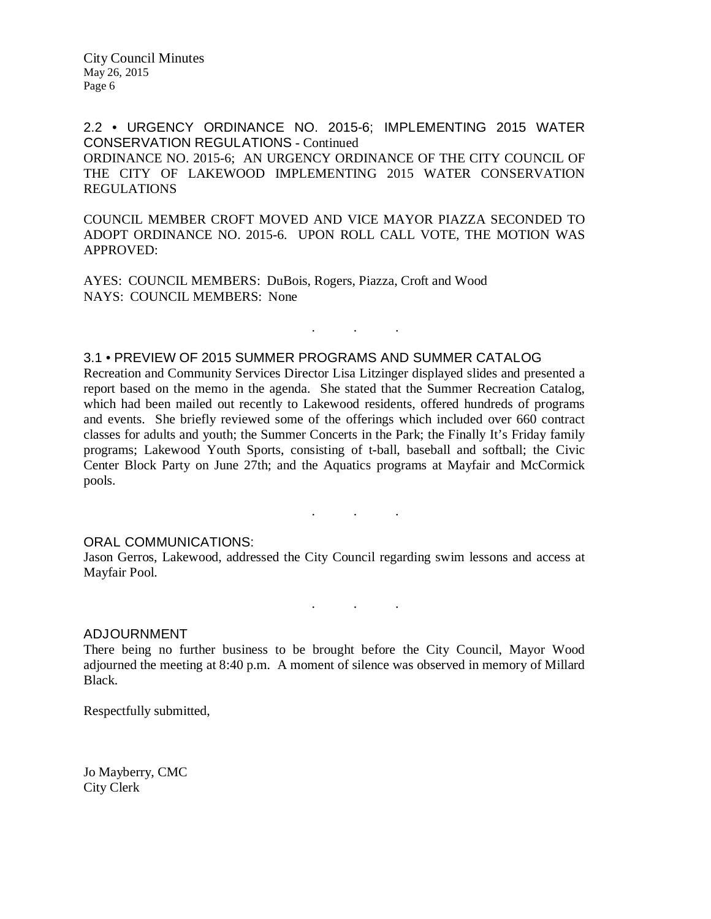## 2.2 • URGENCY ORDINANCE NO. 2015-6; IMPLEMENTING 2015 WATER CONSERVATION REGULATIONS - Continued

ORDINANCE NO. 2015-6; AN URGENCY ORDINANCE OF THE CITY COUNCIL OF THE CITY OF LAKEWOOD IMPLEMENTING 2015 WATER CONSERVATION REGULATIONS

COUNCIL MEMBER CROFT MOVED AND VICE MAYOR PIAZZA SECONDED TO ADOPT ORDINANCE NO. 2015-6. UPON ROLL CALL VOTE, THE MOTION WAS APPROVED:

AYES: COUNCIL MEMBERS: DuBois, Rogers, Piazza, Croft and Wood
NAYS: COUNCIL MEMBERS: None

. . .

## 3.1 • PREVIEW OF 2015 SUMMER PROGRAMS AND SUMMER CATALOG

Recreation and Community Services Director Lisa Litzinger displayed slides and presented a report based on the memo in the agenda. She stated that the Summer Recreation Catalog, which had been mailed out recently to Lakewood residents, offered hundreds of programs and events. She briefly reviewed some of the offerings which included over 660 contract classes for adults and youth; the Summer Concerts in the Park; the Finally It's Friday family programs; Lakewood Youth Sports, consisting of t-ball, baseball and softball; the Civic Center Block Party on June 27th; and the Aquatics programs at Mayfair and McCormick pools.

. . .

## ORAL COMMUNICATIONS:

Jason Gerros, Lakewood, addressed the City Council regarding swim lessons and access at Mayfair Pool.

. . .

## ADJOURNMENT

There being no further business to be brought before the City Council, Mayor Wood adjourned the meeting at 8:40 p.m. A moment of silence was observed in memory of Millard Black.

Respectfully submitted,

Jo Mayberry, CMC
City Clerk